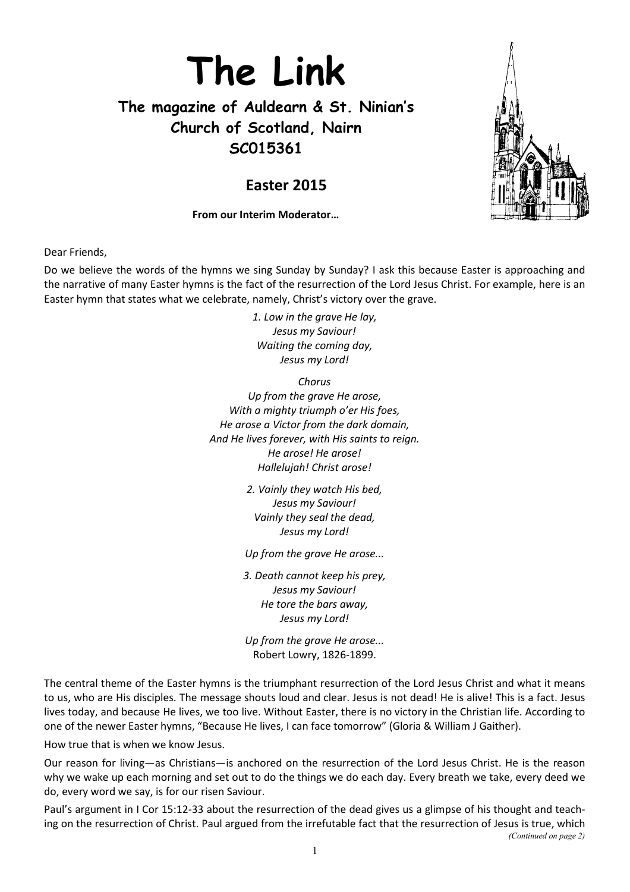# The Link

## The magazine of Auldearn & St. Ninian's Church of Scotland, Nairn SC015361

## Easter 2015

**From our Interim Moderator…**

Dear Friends,

Do we believe the words of the hymns we sing Sunday by Sunday? I ask this because Easter is approaching and the narrative of many Easter hymns is the fact of the resurrection of the Lord Jesus Christ. For example, here is an Easter hymn that states what we celebrate, namely, Christ's victory over the grave.

*1. Low in the grave He lay,*
*Jesus my Saviour!*
*Waiting the coming day,*
*Jesus my Lord!*

*Chorus*
*Up from the grave He arose,*
*With a mighty triumph o'er His foes,*
*He arose a Victor from the dark domain,*
*And He lives forever, with His saints to reign.*
*He arose! He arose!*
*Hallelujah! Christ arose!*

*2. Vainly they watch His bed,*
*Jesus my Saviour!*
*Vainly they seal the dead,*
*Jesus my Lord!*

*Up from the grave He arose...*

*3. Death cannot keep his prey,*
*Jesus my Saviour!*
*He tore the bars away,*
*Jesus my Lord!*

*Up from the grave He arose...*
Robert Lowry, 1826-1899.

The central theme of the Easter hymns is the triumphant resurrection of the Lord Jesus Christ and what it means to us, who are His disciples. The message shouts loud and clear. Jesus is not dead! He is alive! This is a fact. Jesus lives today, and because He lives, we too live. Without Easter, there is no victory in the Christian life. According to one of the newer Easter hymns, "Because He lives, I can face tomorrow" (Gloria & William J Gaither).

How true that is when we know Jesus.

Our reason for living—as Christians—is anchored on the resurrection of the Lord Jesus Christ. He is the reason why we wake up each morning and set out to do the things we do each day. Every breath we take, every deed we do, every word we say, is for our risen Saviour.

Paul's argument in I Cor 15:12-33 about the resurrection of the dead gives us a glimpse of his thought and teaching on the resurrection of Christ. Paul argued from the irrefutable fact that the resurrection of Jesus is true, which

*(Continued on page 2)*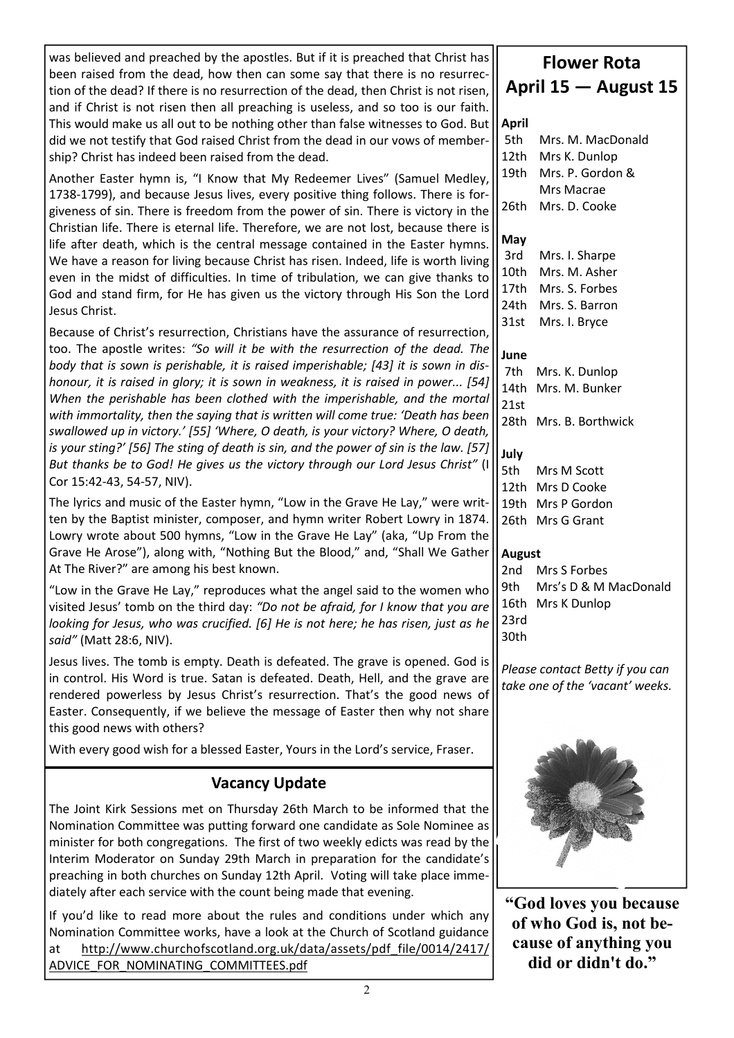was believed and preached by the apostles. But if it is preached that Christ has been raised from the dead, how then can some say that there is no resurrection of the dead? If there is no resurrection of the dead, then Christ is not risen, and if Christ is not risen then all preaching is useless, and so too is our faith. This would make us all out to be nothing other than false witnesses to God. But did we not testify that God raised Christ from the dead in our vows of membership? Christ has indeed been raised from the dead.

Another Easter hymn is, "I Know that My Redeemer Lives" (Samuel Medley, 1738-1799), and because Jesus lives, every positive thing follows. There is forgiveness of sin. There is freedom from the power of sin. There is victory in the Christian life. There is eternal life. Therefore, we are not lost, because there is life after death, which is the central message contained in the Easter hymns. We have a reason for living because Christ has risen. Indeed, life is worth living even in the midst of difficulties. In time of tribulation, we can give thanks to God and stand firm, for He has given us the victory through His Son the Lord Jesus Christ.

Because of Christ's resurrection, Christians have the assurance of resurrection, too. The apostle writes: *"So will it be with the resurrection of the dead. The body that is sown is perishable, it is raised imperishable; [43] it is sown in dishonour, it is raised in glory; it is sown in weakness, it is raised in power... [54] When the perishable has been clothed with the imperishable, and the mortal with immortality, then the saying that is written will come true: 'Death has been swallowed up in victory.' [55] 'Where, O death, is your victory? Where, O death, is your sting?' [56] The sting of death is sin, and the power of sin is the law. [57] But thanks be to God! He gives us the victory through our Lord Jesus Christ"* (I Cor 15:42-43, 54-57, NIV).

The lyrics and music of the Easter hymn, "Low in the Grave He Lay," were written by the Baptist minister, composer, and hymn writer Robert Lowry in 1874. Lowry wrote about 500 hymns, "Low in the Grave He Lay" (aka, "Up From the Grave He Arose"), along with, "Nothing But the Blood," and, "Shall We Gather At The River?" are among his best known.

"Low in the Grave He Lay," reproduces what the angel said to the women who visited Jesus' tomb on the third day: *"Do not be afraid, for I know that you are looking for Jesus, who was crucified. [6] He is not here; he has risen, just as he said"* (Matt 28:6, NIV).

Jesus lives. The tomb is empty. Death is defeated. The grave is opened. God is in control. His Word is true. Satan is defeated. Death, Hell, and the grave are rendered powerless by Jesus Christ's resurrection. That's the good news of Easter. Consequently, if we believe the message of Easter then why not share this good news with others?

With every good wish for a blessed Easter, Yours in the Lord's service, Fraser.

## Vacancy Update

The Joint Kirk Sessions met on Thursday 26th March to be informed that the Nomination Committee was putting forward one candidate as Sole Nominee as minister for both congregations. The first of two weekly edicts was read by the Interim Moderator on Sunday 29th March in preparation for the candidate's preaching in both churches on Sunday 12th April. Voting will take place immediately after each service with the count being made that evening.

If you'd like to read more about the rules and conditions under which any Nomination Committee works, have a look at the Church of Scotland guidance at http://www.churchofscotland.org.uk/data/assets/pdf_file/0014/2417/ADVICE_FOR_NOMINATING_COMMITTEES.pdf

## Flower Rota
## April 15 — August 15

**April**
- 5th Mrs. M. MacDonald
- 12th Mrs K. Dunlop
- 19th Mrs. P. Gordon & Mrs Macrae
- 26th Mrs. D. Cooke

**May**
- 3rd Mrs. I. Sharpe
- 10th Mrs. M. Asher
- 17th Mrs. S. Forbes
- 24th Mrs. S. Barron
- 31st Mrs. I. Bryce

**June**
- 7th Mrs. K. Dunlop
- 14th Mrs. M. Bunker
- 21st
- 28th Mrs. B. Borthwick

**July**
- 5th Mrs M Scott
- 12th Mrs D Cooke
- 19th Mrs P Gordon
- 26th Mrs G Grant

**August**
- 2nd Mrs S Forbes
- 9th Mrs's D & M MacDonald
- 16th Mrs K Dunlop
- 23rd
- 30th

*Please contact Betty if you can take one of the 'vacant' weeks.*

**"God loves you because of who God is, not because of anything you did or didn't do."**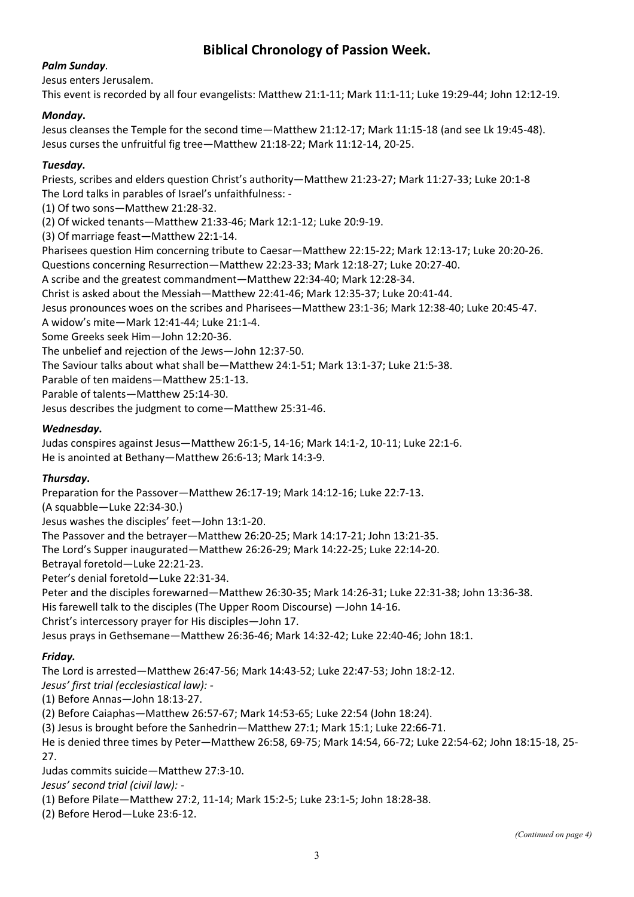## Biblical Chronology of Passion Week.

***Palm Sunday*.**

Jesus enters Jerusalem.

This event is recorded by all four evangelists: Matthew 21:1-11; Mark 11:1-11; Luke 19:29-44; John 12:12-19.

***Monday*.**

Jesus cleanses the Temple for the second time—Matthew 21:12-17; Mark 11:15-18 (and see Lk 19:45-48).

Jesus curses the unfruitful fig tree—Matthew 21:18-22; Mark 11:12-14, 20-25.

***Tuesday*.**

Priests, scribes and elders question Christ's authority—Matthew 21:23-27; Mark 11:27-33; Luke 20:1-8

The Lord talks in parables of Israel's unfaithfulness: -

(1) Of two sons—Matthew 21:28-32.

(2) Of wicked tenants—Matthew 21:33-46; Mark 12:1-12; Luke 20:9-19.

(3) Of marriage feast—Matthew 22:1-14.

Pharisees question Him concerning tribute to Caesar—Matthew 22:15-22; Mark 12:13-17; Luke 20:20-26.

Questions concerning Resurrection—Matthew 22:23-33; Mark 12:18-27; Luke 20:27-40.

A scribe and the greatest commandment—Matthew 22:34-40; Mark 12:28-34.

Christ is asked about the Messiah—Matthew 22:41-46; Mark 12:35-37; Luke 20:41-44.

Jesus pronounces woes on the scribes and Pharisees—Matthew 23:1-36; Mark 12:38-40; Luke 20:45-47.

A widow's mite—Mark 12:41-44; Luke 21:1-4.

Some Greeks seek Him—John 12:20-36.

The unbelief and rejection of the Jews—John 12:37-50.

The Saviour talks about what shall be—Matthew 24:1-51; Mark 13:1-37; Luke 21:5-38.

Parable of ten maidens—Matthew 25:1-13.

Parable of talents—Matthew 25:14-30.

Jesus describes the judgment to come—Matthew 25:31-46.

***Wednesday*.**

Judas conspires against Jesus—Matthew 26:1-5, 14-16; Mark 14:1-2, 10-11; Luke 22:1-6.

He is anointed at Bethany—Matthew 26:6-13; Mark 14:3-9.

***Thursday*.**

Preparation for the Passover—Matthew 26:17-19; Mark 14:12-16; Luke 22:7-13.

(A squabble—Luke 22:34-30.)

Jesus washes the disciples' feet—John 13:1-20.

The Passover and the betrayer—Matthew 26:20-25; Mark 14:17-21; John 13:21-35.

The Lord's Supper inaugurated—Matthew 26:26-29; Mark 14:22-25; Luke 22:14-20.

Betrayal foretold—Luke 22:21-23.

Peter's denial foretold—Luke 22:31-34.

Peter and the disciples forewarned—Matthew 26:30-35; Mark 14:26-31; Luke 22:31-38; John 13:36-38.

His farewell talk to the disciples (The Upper Room Discourse) —John 14-16.

Christ's intercessory prayer for His disciples—John 17.

Jesus prays in Gethsemane—Matthew 26:36-46; Mark 14:32-42; Luke 22:40-46; John 18:1.

***Friday.***

The Lord is arrested—Matthew 26:47-56; Mark 14:43-52; Luke 22:47-53; John 18:2-12.

*Jesus' first trial (ecclesiastical law): -*

(1) Before Annas—John 18:13-27.

(2) Before Caiaphas—Matthew 26:57-67; Mark 14:53-65; Luke 22:54 (John 18:24).

(3) Jesus is brought before the Sanhedrin—Matthew 27:1; Mark 15:1; Luke 22:66-71.

He is denied three times by Peter—Matthew 26:58, 69-75; Mark 14:54, 66-72; Luke 22:54-62; John 18:15-18, 25-27.

Judas commits suicide—Matthew 27:3-10.

*Jesus' second trial (civil law): -*

(1) Before Pilate—Matthew 27:2, 11-14; Mark 15:2-5; Luke 23:1-5; John 18:28-38.

(2) Before Herod—Luke 23:6-12.

*(Continued on page 4)*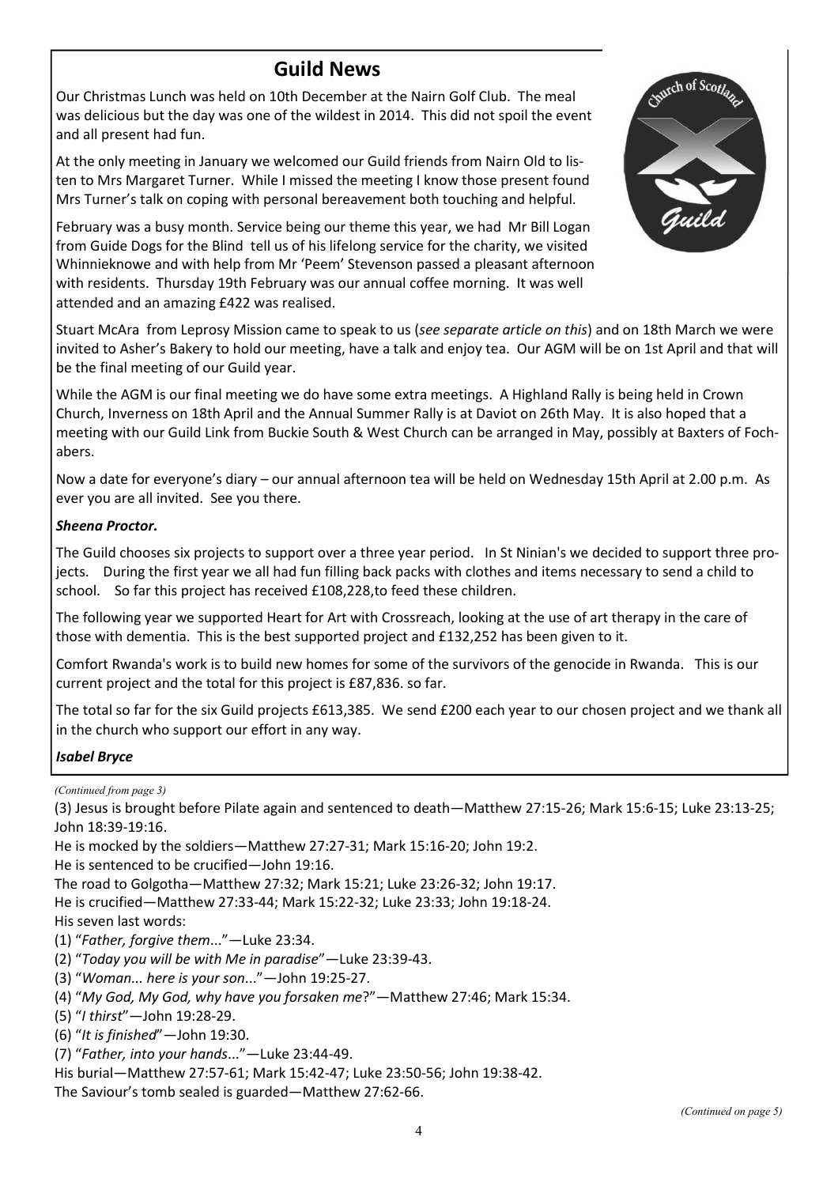## Guild News

Our Christmas Lunch was held on 10th December at the Nairn Golf Club. The meal was delicious but the day was one of the wildest in 2014. This did not spoil the event and all present had fun.

At the only meeting in January we welcomed our Guild friends from Nairn Old to listen to Mrs Margaret Turner. While I missed the meeting I know those present found Mrs Turner's talk on coping with personal bereavement both touching and helpful.

February was a busy month. Service being our theme this year, we had Mr Bill Logan from Guide Dogs for the Blind tell us of his lifelong service for the charity, we visited Whinnieknowe and with help from Mr 'Peem' Stevenson passed a pleasant afternoon with residents. Thursday 19th February was our annual coffee morning. It was well attended and an amazing £422 was realised.

Stuart McAra from Leprosy Mission came to speak to us (*see separate article on this*) and on 18th March we were invited to Asher's Bakery to hold our meeting, have a talk and enjoy tea. Our AGM will be on 1st April and that will be the final meeting of our Guild year.

While the AGM is our final meeting we do have some extra meetings. A Highland Rally is being held in Crown Church, Inverness on 18th April and the Annual Summer Rally is at Daviot on 26th May. It is also hoped that a meeting with our Guild Link from Buckie South & West Church can be arranged in May, possibly at Baxters of Fochabers.

Now a date for everyone's diary – our annual afternoon tea will be held on Wednesday 15th April at 2.00 p.m. As ever you are all invited. See you there.

***Sheena Proctor.***

The Guild chooses six projects to support over a three year period. In St Ninian's we decided to support three projects. During the first year we all had fun filling back packs with clothes and items necessary to send a child to school. So far this project has received £108,228,to feed these children.

The following year we supported Heart for Art with Crossreach, looking at the use of art therapy in the care of those with dementia. This is the best supported project and £132,252 has been given to it.

Comfort Rwanda's work is to build new homes for some of the survivors of the genocide in Rwanda. This is our current project and the total for this project is £87,836. so far.

The total so far for the six Guild projects £613,385. We send £200 each year to our chosen project and we thank all in the church who support our effort in any way.

***Isabel Bryce***

*(Continued from page 3)*

(3) Jesus is brought before Pilate again and sentenced to death—Matthew 27:15-26; Mark 15:6-15; Luke 23:13-25; John 18:39-19:16.

He is mocked by the soldiers—Matthew 27:27-31; Mark 15:16-20; John 19:2.

He is sentenced to be crucified—John 19:16.

The road to Golgotha—Matthew 27:32; Mark 15:21; Luke 23:26-32; John 19:17.

He is crucified—Matthew 27:33-44; Mark 15:22-32; Luke 23:33; John 19:18-24.

His seven last words:

(1) "*Father, forgive them*..."—Luke 23:34.

(2) "*Today you will be with Me in paradise*"—Luke 23:39-43.

(3) "*Woman... here is your son*..."—John 19:25-27.

(4) "*My God, My God, why have you forsaken me*?"—Matthew 27:46; Mark 15:34.

(5) "*I thirst*"—John 19:28-29.

(6) "*It is finished*"—John 19:30.

(7) "*Father, into your hands*..."—Luke 23:44-49.

His burial—Matthew 27:57-61; Mark 15:42-47; Luke 23:50-56; John 19:38-42.

The Saviour's tomb sealed is guarded—Matthew 27:62-66.

*(Continued on page 5)*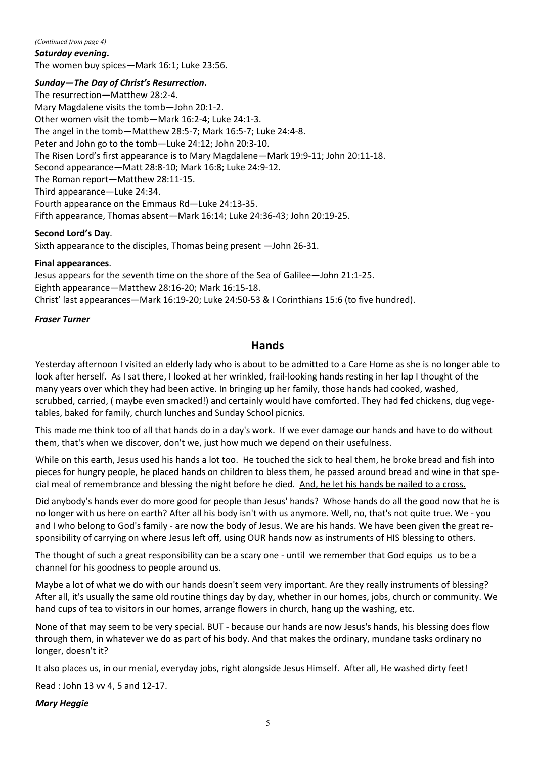*(Continued from page 4)*

***Saturday evening*.**

The women buy spices—Mark 16:1; Luke 23:56.

***Sunday—The Day of Christ's Resurrection*.**

The resurrection—Matthew 28:2-4.
Mary Magdalene visits the tomb—John 20:1-2.
Other women visit the tomb—Mark 16:2-4; Luke 24:1-3.
The angel in the tomb—Matthew 28:5-7; Mark 16:5-7; Luke 24:4-8.
Peter and John go to the tomb—Luke 24:12; John 20:3-10.
The Risen Lord's first appearance is to Mary Magdalene—Mark 19:9-11; John 20:11-18.
Second appearance—Matt 28:8-10; Mark 16:8; Luke 24:9-12.
The Roman report—Matthew 28:11-15.
Third appearance—Luke 24:34.
Fourth appearance on the Emmaus Rd—Luke 24:13-35.
Fifth appearance, Thomas absent—Mark 16:14; Luke 24:36-43; John 20:19-25.

**Second Lord's Day**.

Sixth appearance to the disciples, Thomas being present —John 26-31.

**Final appearances**.

Jesus appears for the seventh time on the shore of the Sea of Galilee—John 21:1-25.
Eighth appearance—Matthew 28:16-20; Mark 16:15-18.
Christ' last appearances—Mark 16:19-20; Luke 24:50-53 & I Corinthians 15:6 (to five hundred).

***Fraser Turner***

## Hands

Yesterday afternoon I visited an elderly lady who is about to be admitted to a Care Home as she is no longer able to look after herself. As I sat there, I looked at her wrinkled, frail-looking hands resting in her lap I thought of the many years over which they had been active. In bringing up her family, those hands had cooked, washed, scrubbed, carried, ( maybe even smacked!) and certainly would have comforted. They had fed chickens, dug vegetables, baked for family, church lunches and Sunday School picnics.

This made me think too of all that hands do in a day's work. If we ever damage our hands and have to do without them, that's when we discover, don't we, just how much we depend on their usefulness.

While on this earth, Jesus used his hands a lot too. He touched the sick to heal them, he broke bread and fish into pieces for hungry people, he placed hands on children to bless them, he passed around bread and wine in that special meal of remembrance and blessing the night before he died. <u>And, he let his hands be nailed to a cross.</u>

Did anybody's hands ever do more good for people than Jesus' hands? Whose hands do all the good now that he is no longer with us here on earth? After all his body isn't with us anymore. Well, no, that's not quite true. We - you and I who belong to God's family - are now the body of Jesus. We are his hands. We have been given the great responsibility of carrying on where Jesus left off, using OUR hands now as instruments of HIS blessing to others.

The thought of such a great responsibility can be a scary one - until we remember that God equips us to be a channel for his goodness to people around us.

Maybe a lot of what we do with our hands doesn't seem very important. Are they really instruments of blessing? After all, it's usually the same old routine things day by day, whether in our homes, jobs, church or community. We hand cups of tea to visitors in our homes, arrange flowers in church, hang up the washing, etc.

None of that may seem to be very special. BUT - because our hands are now Jesus's hands, his blessing does flow through them, in whatever we do as part of his body. And that makes the ordinary, mundane tasks ordinary no longer, doesn't it?

It also places us, in our menial, everyday jobs, right alongside Jesus Himself. After all, He washed dirty feet!

Read : John 13 vv 4, 5 and 12-17.

***Mary Heggie***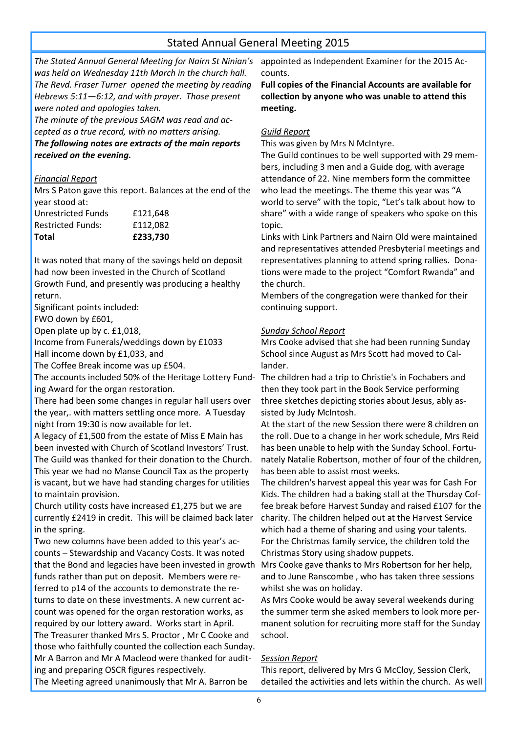## Stated Annual General Meeting 2015

*The Stated Annual General Meeting for Nairn St Ninian's was held on Wednesday 11th March in the church hall. The Revd. Fraser Turner opened the meeting by reading Hebrews 5:11—6:12, and with prayer. Those present were noted and apologies taken.*

*The minute of the previous SAGM was read and accepted as a true record, with no matters arising.*

***The following notes are extracts of the main reports received on the evening.***

### *Financial Report*

Mrs S Paton gave this report. Balances at the end of the year stood at:

| | |
|---|---|
| Unrestricted Funds | £121,648 |
| Restricted Funds: | £112,082 |
| **Total** | **£233,730** |

It was noted that many of the savings held on deposit had now been invested in the Church of Scotland Growth Fund, and presently was producing a healthy return.

Significant points included:

FWO down by £601,

Open plate up by c. £1,018,

Income from Funerals/weddings down by £1033

Hall income down by £1,033, and

The Coffee Break income was up £504.

The accounts included 50% of the Heritage Lottery Funding Award for the organ restoration.

There had been some changes in regular hall users over the year,. with matters settling once more. A Tuesday night from 19:30 is now available for let.

A legacy of £1,500 from the estate of Miss E Main has been invested with Church of Scotland Investors' Trust.

The Guild was thanked for their donation to the Church.

This year we had no Manse Council Tax as the property is vacant, but we have had standing charges for utilities to maintain provision.

Church utility costs have increased £1,275 but we are currently £2419 in credit. This will be claimed back later in the spring.

Two new columns have been added to this year's accounts – Stewardship and Vacancy Costs. It was noted that the Bond and legacies have been invested in growth funds rather than put on deposit. Members were referred to p14 of the accounts to demonstrate the returns to date on these investments. A new current account was opened for the organ restoration works, as required by our lottery award. Works start in April.

The Treasurer thanked Mrs S. Proctor , Mr C Cooke and those who faithfully counted the collection each Sunday.

Mr A Barron and Mr A Macleod were thanked for auditing and preparing OSCR figures respectively.

The Meeting agreed unanimously that Mr A. Barron be appointed as Independent Examiner for the 2015 Accounts.

**Full copies of the Financial Accounts are available for collection by anyone who was unable to attend this meeting.**

### *Guild Report*

This was given by Mrs N McIntyre.

The Guild continues to be well supported with 29 members, including 3 men and a Guide dog, with average attendance of 22. Nine members form the committee who lead the meetings. The theme this year was "A world to serve" with the topic, "Let's talk about how to share" with a wide range of speakers who spoke on this topic.

Links with Link Partners and Nairn Old were maintained and representatives attended Presbyterial meetings and representatives planning to attend spring rallies. Donations were made to the project "Comfort Rwanda" and the church.

Members of the congregation were thanked for their continuing support.

### *Sunday School Report*

Mrs Cooke advised that she had been running Sunday School since August as Mrs Scott had moved to Callander.

The children had a trip to Christie's in Fochabers and then they took part in the Book Service performing three sketches depicting stories about Jesus, ably assisted by Judy McIntosh.

At the start of the new Session there were 8 children on the roll. Due to a change in her work schedule, Mrs Reid has been unable to help with the Sunday School. Fortunately Natalie Robertson, mother of four of the children, has been able to assist most weeks.

The children's harvest appeal this year was for Cash For Kids. The children had a baking stall at the Thursday Coffee break before Harvest Sunday and raised £107 for the charity. The children helped out at the Harvest Service which had a theme of sharing and using your talents.

For the Christmas family service, the children told the Christmas Story using shadow puppets.

Mrs Cooke gave thanks to Mrs Robertson for her help, and to June Ranscombe , who has taken three sessions whilst she was on holiday.

As Mrs Cooke would be away several weekends during the summer term she asked members to look more permanent solution for recruiting more staff for the Sunday school.

### *Session Report*

This report, delivered by Mrs G McCloy, Session Clerk, detailed the activities and lets within the church. As well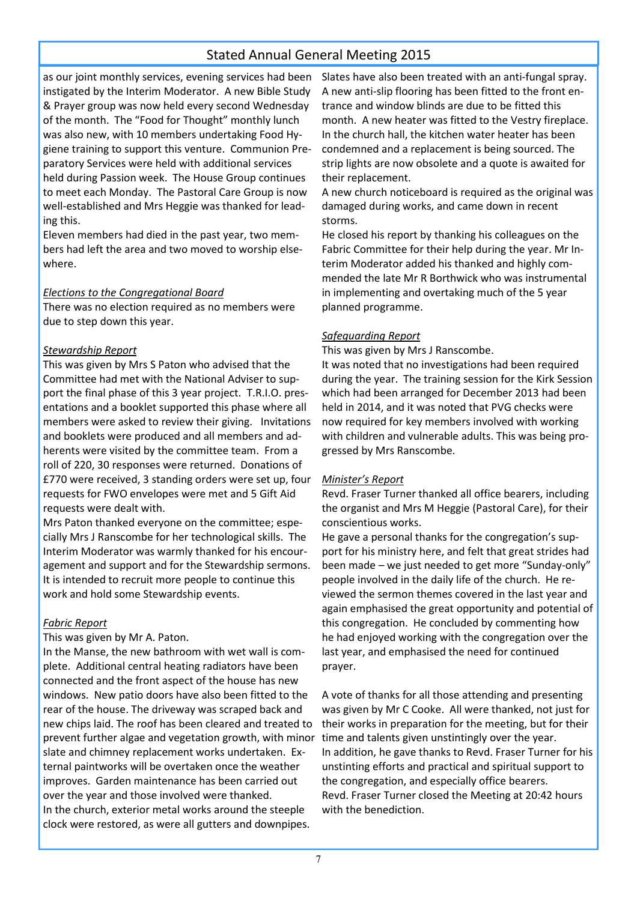## Stated Annual General Meeting 2015

as our joint monthly services, evening services had been instigated by the Interim Moderator. A new Bible Study & Prayer group was now held every second Wednesday of the month. The "Food for Thought" monthly lunch was also new, with 10 members undertaking Food Hygiene training to support this venture. Communion Preparatory Services were held with additional services held during Passion week. The House Group continues to meet each Monday. The Pastoral Care Group is now well-established and Mrs Heggie was thanked for leading this.

Eleven members had died in the past year, two members had left the area and two moved to worship elsewhere.

*Elections to the Congregational Board*

There was no election required as no members were due to step down this year.

*Stewardship Report*

This was given by Mrs S Paton who advised that the Committee had met with the National Adviser to support the final phase of this 3 year project. T.R.I.O. presentations and a booklet supported this phase where all members were asked to review their giving. Invitations and booklets were produced and all members and adherents were visited by the committee team. From a roll of 220, 30 responses were returned. Donations of £770 were received, 3 standing orders were set up, four requests for FWO envelopes were met and 5 Gift Aid requests were dealt with.

Mrs Paton thanked everyone on the committee; especially Mrs J Ranscombe for her technological skills. The Interim Moderator was warmly thanked for his encouragement and support and for the Stewardship sermons. It is intended to recruit more people to continue this work and hold some Stewardship events.

*Fabric Report*

This was given by Mr A. Paton.

In the Manse, the new bathroom with wet wall is complete. Additional central heating radiators have been connected and the front aspect of the house has new windows. New patio doors have also been fitted to the rear of the house. The driveway was scraped back and new chips laid. The roof has been cleared and treated to prevent further algae and vegetation growth, with minor slate and chimney replacement works undertaken. External paintworks will be overtaken once the weather improves. Garden maintenance has been carried out over the year and those involved were thanked.

In the church, exterior metal works around the steeple clock were restored, as were all gutters and downpipes. Slates have also been treated with an anti-fungal spray. A new anti-slip flooring has been fitted to the front entrance and window blinds are due to be fitted this month. A new heater was fitted to the Vestry fireplace. In the church hall, the kitchen water heater has been condemned and a replacement is being sourced. The strip lights are now obsolete and a quote is awaited for their replacement.

A new church noticeboard is required as the original was damaged during works, and came down in recent storms.

He closed his report by thanking his colleagues on the Fabric Committee for their help during the year. Mr Interim Moderator added his thanked and highly commended the late Mr R Borthwick who was instrumental in implementing and overtaking much of the 5 year planned programme.

*Safeguarding Report*

This was given by Mrs J Ranscombe.

It was noted that no investigations had been required during the year. The training session for the Kirk Session which had been arranged for December 2013 had been held in 2014, and it was noted that PVG checks were now required for key members involved with working with children and vulnerable adults. This was being progressed by Mrs Ranscombe.

*Minister's Report*

Revd. Fraser Turner thanked all office bearers, including the organist and Mrs M Heggie (Pastoral Care), for their conscientious works.

He gave a personal thanks for the congregation's support for his ministry here, and felt that great strides had been made – we just needed to get more "Sunday-only" people involved in the daily life of the church. He reviewed the sermon themes covered in the last year and again emphasised the great opportunity and potential of this congregation. He concluded by commenting how he had enjoyed working with the congregation over the last year, and emphasised the need for continued prayer.

A vote of thanks for all those attending and presenting was given by Mr C Cooke. All were thanked, not just for their works in preparation for the meeting, but for their time and talents given unstintingly over the year.

In addition, he gave thanks to Revd. Fraser Turner for his unstinting efforts and practical and spiritual support to the congregation, and especially office bearers.

Revd. Fraser Turner closed the Meeting at 20:42 hours with the benediction.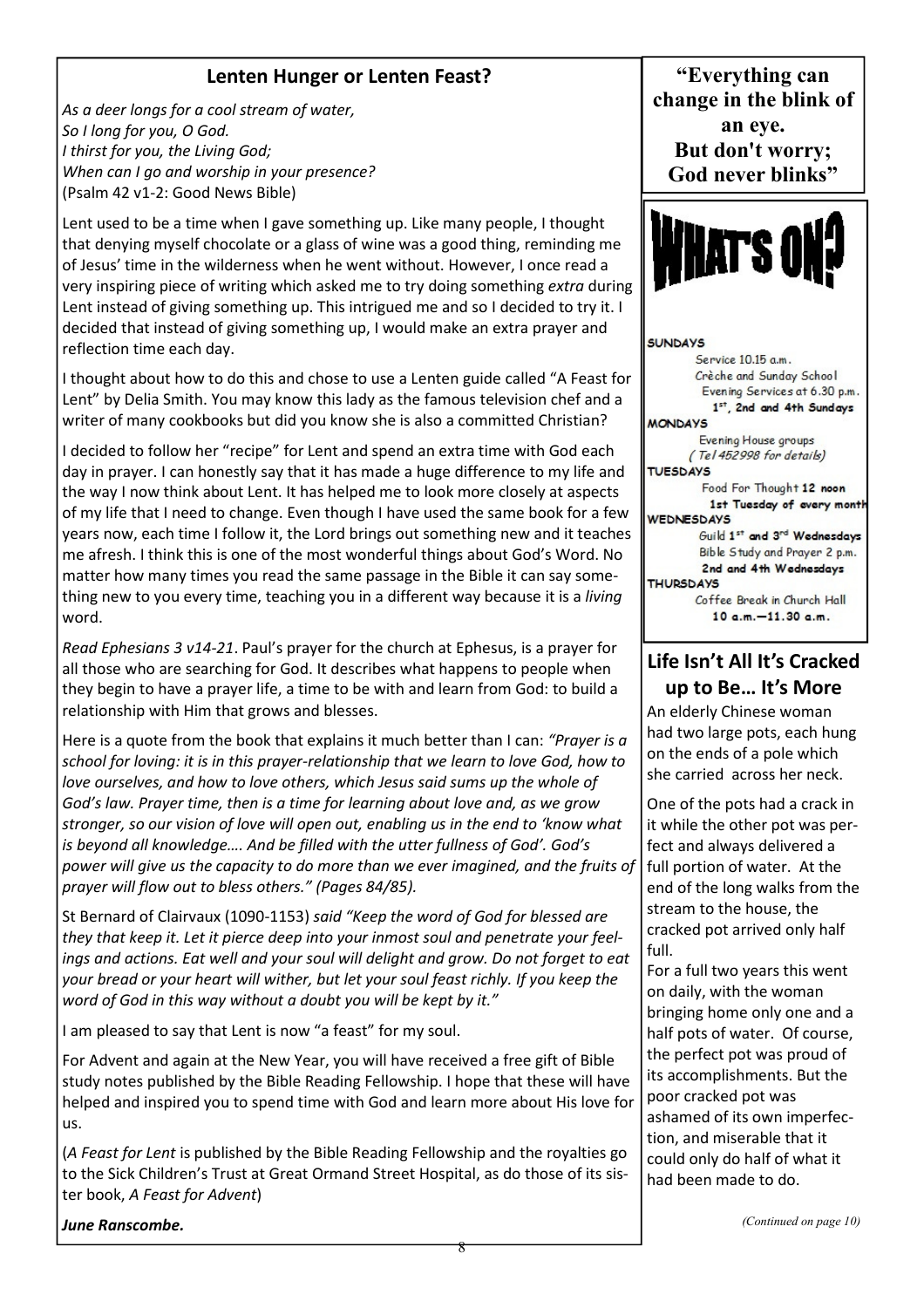## Lenten Hunger or Lenten Feast?

*As a deer longs for a cool stream of water,*
*So I long for you, O God.*
*I thirst for you, the Living God;*
*When can I go and worship in your presence?*
(Psalm 42 v1-2: Good News Bible)

Lent used to be a time when I gave something up. Like many people, I thought that denying myself chocolate or a glass of wine was a good thing, reminding me of Jesus' time in the wilderness when he went without. However, I once read a very inspiring piece of writing which asked me to try doing something *extra* during Lent instead of giving something up. This intrigued me and so I decided to try it. I decided that instead of giving something up, I would make an extra prayer and reflection time each day.

I thought about how to do this and chose to use a Lenten guide called "A Feast for Lent" by Delia Smith. You may know this lady as the famous television chef and a writer of many cookbooks but did you know she is also a committed Christian?

I decided to follow her "recipe" for Lent and spend an extra time with God each day in prayer. I can honestly say that it has made a huge difference to my life and the way I now think about Lent. It has helped me to look more closely at aspects of my life that I need to change. Even though I have used the same book for a few years now, each time I follow it, the Lord brings out something new and it teaches me afresh. I think this is one of the most wonderful things about God's Word. No matter how many times you read the same passage in the Bible it can say something new to you every time, teaching you in a different way because it is a *living* word.

*Read Ephesians 3 v14-21*. Paul's prayer for the church at Ephesus, is a prayer for all those who are searching for God. It describes what happens to people when they begin to have a prayer life, a time to be with and learn from God: to build a relationship with Him that grows and blesses.

Here is a quote from the book that explains it much better than I can: *"Prayer is a school for loving: it is in this prayer-relationship that we learn to love God, how to love ourselves, and how to love others, which Jesus said sums up the whole of God's law. Prayer time, then is a time for learning about love and, as we grow stronger, so our vision of love will open out, enabling us in the end to 'know what is beyond all knowledge…. And be filled with the utter fullness of God'. God's power will give us the capacity to do more than we ever imagined, and the fruits of prayer will flow out to bless others." (Pages 84/85).*

St Bernard of Clairvaux (1090-1153) *said "Keep the word of God for blessed are they that keep it. Let it pierce deep into your inmost soul and penetrate your feelings and actions. Eat well and your soul will delight and grow. Do not forget to eat your bread or your heart will wither, but let your soul feast richly. If you keep the word of God in this way without a doubt you will be kept by it."*

I am pleased to say that Lent is now "a feast" for my soul.

For Advent and again at the New Year, you will have received a free gift of Bible study notes published by the Bible Reading Fellowship. I hope that these will have helped and inspired you to spend time with God and learn more about His love for us.

(*A Feast for Lent* is published by the Bible Reading Fellowship and the royalties go to the Sick Children's Trust at Great Ormand Street Hospital, as do those of its sister book, *A Feast for Advent*)

***June Ranscombe.***

**"Everything can change in the blink of an eye. But don't worry; God never blinks"**

## WHAT'S ON?

**SUNDAYS**
Service 10.15 a.m.
Crèche and Sunday School
Evening Services at 6.30 p.m.
1st, 2nd and 4th Sundays

**MONDAYS**
Evening House groups
(Tel 452998 for details)

**TUESDAYS**
Food For Thought 12 noon
1st Tuesday of every month

**WEDNESDAYS**
Guild 1st and 3rd Wednesdays
Bible Study and Prayer 2 p.m.
2nd and 4th Wednesdays

**THURSDAYS**
Coffee Break in Church Hall
10 a.m.—11.30 a.m.

## Life Isn't All It's Cracked up to Be… It's More

An elderly Chinese woman had two large pots, each hung on the ends of a pole which she carried across her neck.

One of the pots had a crack in it while the other pot was perfect and always delivered a full portion of water. At the end of the long walks from the stream to the house, the cracked pot arrived only half full.

For a full two years this went on daily, with the woman bringing home only one and a half pots of water. Of course, the perfect pot was proud of its accomplishments. But the poor cracked pot was ashamed of its own imperfection, and miserable that it could only do half of what it had been made to do.

*(Continued on page 10)*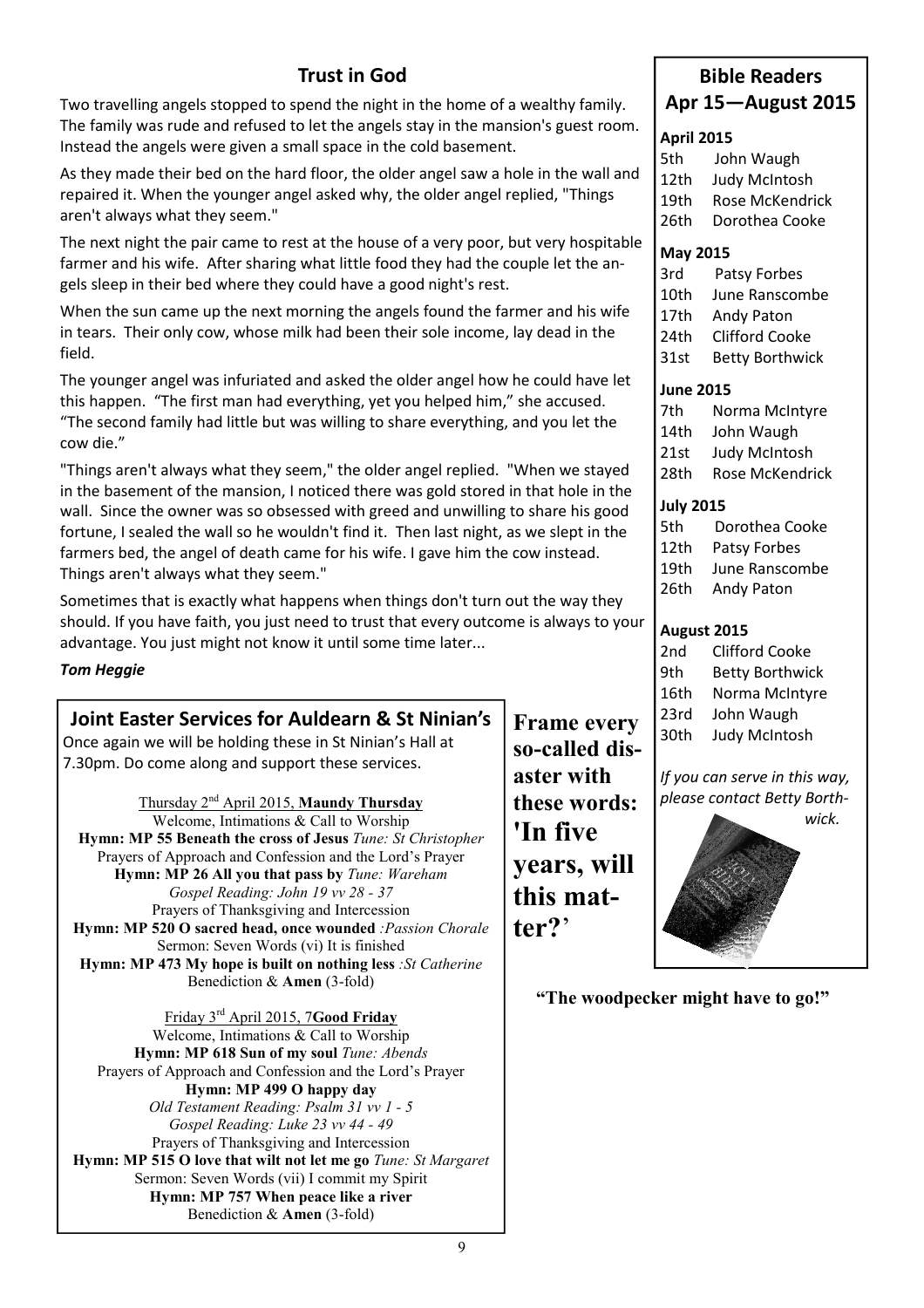## Trust in God

Two travelling angels stopped to spend the night in the home of a wealthy family. The family was rude and refused to let the angels stay in the mansion's guest room. Instead the angels were given a small space in the cold basement.

As they made their bed on the hard floor, the older angel saw a hole in the wall and repaired it. When the younger angel asked why, the older angel replied, "Things aren't always what they seem."

The next night the pair came to rest at the house of a very poor, but very hospitable farmer and his wife. After sharing what little food they had the couple let the angels sleep in their bed where they could have a good night's rest.

When the sun came up the next morning the angels found the farmer and his wife in tears. Their only cow, whose milk had been their sole income, lay dead in the field.

The younger angel was infuriated and asked the older angel how he could have let this happen. "The first man had everything, yet you helped him," she accused. "The second family had little but was willing to share everything, and you let the cow die."

"Things aren't always what they seem," the older angel replied. "When we stayed in the basement of the mansion, I noticed there was gold stored in that hole in the wall. Since the owner was so obsessed with greed and unwilling to share his good fortune, I sealed the wall so he wouldn't find it. Then last night, as we slept in the farmers bed, the angel of death came for his wife. I gave him the cow instead. Things aren't always what they seem."

Sometimes that is exactly what happens when things don't turn out the way they should. If you have faith, you just need to trust that every outcome is always to your advantage. You just might not know it until some time later...

***Tom Heggie***

## Joint Easter Services for Auldearn & St Ninian's

Once again we will be holding these in St Ninian's Hall at 7.30pm. Do come along and support these services.

Thursday 2nd April 2015, **Maundy Thursday**
Welcome, Intimations & Call to Worship
**Hymn: MP 55 Beneath the cross of Jesus** *Tune: St Christopher*
Prayers of Approach and Confession and the Lord's Prayer
**Hymn: MP 26 All you that pass by** *Tune: Wareham*
*Gospel Reading: John 19 vv 28 - 37*
Prayers of Thanksgiving and Intercession
**Hymn: MP 520 O sacred head, once wounded** *:Passion Chorale*
Sermon: Seven Words (vi) It is finished
**Hymn: MP 473 My hope is built on nothing less** *:St Catherine*
Benediction & **Amen** (3-fold)

Friday 3rd April 2015, 7**Good Friday**
Welcome, Intimations & Call to Worship
**Hymn: MP 618 Sun of my soul** *Tune: Abends*
Prayers of Approach and Confession and the Lord's Prayer
**Hymn: MP 499 O happy day**
*Old Testament Reading: Psalm 31 vv 1 - 5*
*Gospel Reading: Luke 23 vv 44 - 49*
Prayers of Thanksgiving and Intercession
**Hymn: MP 515 O love that wilt not let me go** *Tune: St Margaret*
Sermon: Seven Words (vii) I commit my Spirit
**Hymn: MP 757 When peace like a river**
Benediction & **Amen** (3-fold)

**Frame every so-called disaster with these words: 'In five years, will this matter?'**

## Bible Readers Apr 15—August 2015

**April 2015**
5th John Waugh
12th Judy McIntosh
19th Rose McKendrick
26th Dorothea Cooke

**May 2015**
3rd Patsy Forbes
10th June Ranscombe
17th Andy Paton
24th Clifford Cooke
31st Betty Borthwick

**June 2015**
7th Norma McIntyre
14th John Waugh
21st Judy McIntosh
28th Rose McKendrick

**July 2015**
5th Dorothea Cooke
12th Patsy Forbes
19th June Ranscombe
26th Andy Paton

**August 2015**
2nd Clifford Cooke
9th Betty Borthwick
16th Norma McIntyre
23rd John Waugh
30th Judy McIntosh

*If you can serve in this way, please contact Betty Borthwick.*

**"The woodpecker might have to go!"**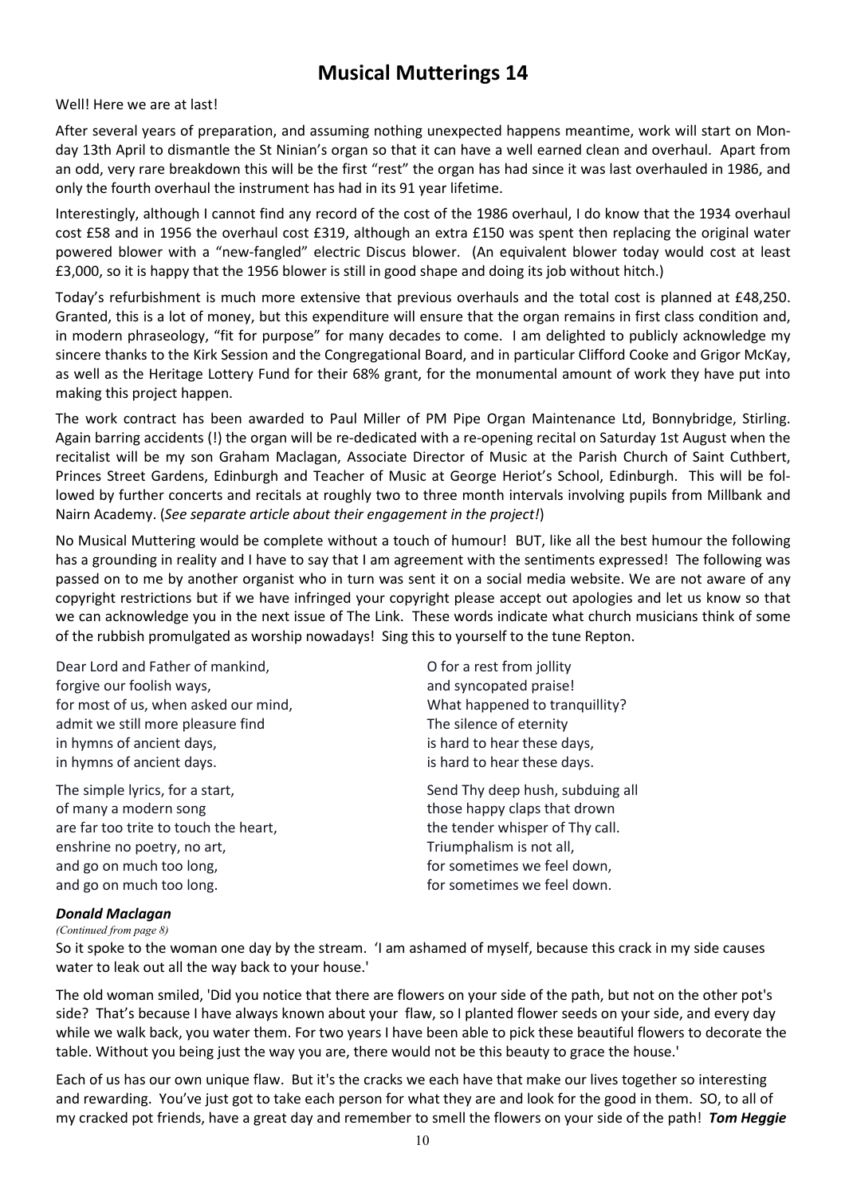# Musical Mutterings 14

Well! Here we are at last!

After several years of preparation, and assuming nothing unexpected happens meantime, work will start on Monday 13th April to dismantle the St Ninian's organ so that it can have a well earned clean and overhaul. Apart from an odd, very rare breakdown this will be the first "rest" the organ has had since it was last overhauled in 1986, and only the fourth overhaul the instrument has had in its 91 year lifetime.

Interestingly, although I cannot find any record of the cost of the 1986 overhaul, I do know that the 1934 overhaul cost £58 and in 1956 the overhaul cost £319, although an extra £150 was spent then replacing the original water powered blower with a "new-fangled" electric Discus blower. (An equivalent blower today would cost at least £3,000, so it is happy that the 1956 blower is still in good shape and doing its job without hitch.)

Today's refurbishment is much more extensive that previous overhauls and the total cost is planned at £48,250. Granted, this is a lot of money, but this expenditure will ensure that the organ remains in first class condition and, in modern phraseology, "fit for purpose" for many decades to come. I am delighted to publicly acknowledge my sincere thanks to the Kirk Session and the Congregational Board, and in particular Clifford Cooke and Grigor McKay, as well as the Heritage Lottery Fund for their 68% grant, for the monumental amount of work they have put into making this project happen.

The work contract has been awarded to Paul Miller of PM Pipe Organ Maintenance Ltd, Bonnybridge, Stirling. Again barring accidents (!) the organ will be re-dedicated with a re-opening recital on Saturday 1st August when the recitalist will be my son Graham Maclagan, Associate Director of Music at the Parish Church of Saint Cuthbert, Princes Street Gardens, Edinburgh and Teacher of Music at George Heriot's School, Edinburgh. This will be followed by further concerts and recitals at roughly two to three month intervals involving pupils from Millbank and Nairn Academy. (*See separate article about their engagement in the project!*)

No Musical Muttering would be complete without a touch of humour! BUT, like all the best humour the following has a grounding in reality and I have to say that I am agreement with the sentiments expressed! The following was passed on to me by another organist who in turn was sent it on a social media website. We are not aware of any copyright restrictions but if we have infringed your copyright please accept out apologies and let us know so that we can acknowledge you in the next issue of The Link. These words indicate what church musicians think of some of the rubbish promulgated as worship nowadays! Sing this to yourself to the tune Repton.

Dear Lord and Father of mankind,  
forgive our foolish ways,  
for most of us, when asked our mind,  
admit we still more pleasure find  
in hymns of ancient days,  
in hymns of ancient days.

The simple lyrics, for a start,  
of many a modern song  
are far too trite to touch the heart,  
enshrine no poetry, no art,  
and go on much too long,  
and go on much too long.

O for a rest from jollity  
and syncopated praise!  
What happened to tranquillity?  
The silence of eternity  
is hard to hear these days,  
is hard to hear these days.

Send Thy deep hush, subduing all  
those happy claps that drown  
the tender whisper of Thy call.  
Triumphalism is not all,  
for sometimes we feel down,  
for sometimes we feel down.

***Donald Maclagan***

*(Continued from page 8)*

So it spoke to the woman one day by the stream. 'I am ashamed of myself, because this crack in my side causes water to leak out all the way back to your house.'

The old woman smiled, 'Did you notice that there are flowers on your side of the path, but not on the other pot's side? That's because I have always known about your flaw, so I planted flower seeds on your side, and every day while we walk back, you water them. For two years I have been able to pick these beautiful flowers to decorate the table. Without you being just the way you are, there would not be this beauty to grace the house.'

Each of us has our own unique flaw. But it's the cracks we each have that make our lives together so interesting and rewarding. You've just got to take each person for what they are and look for the good in them. SO, to all of my cracked pot friends, have a great day and remember to smell the flowers on your side of the path! ***Tom Heggie***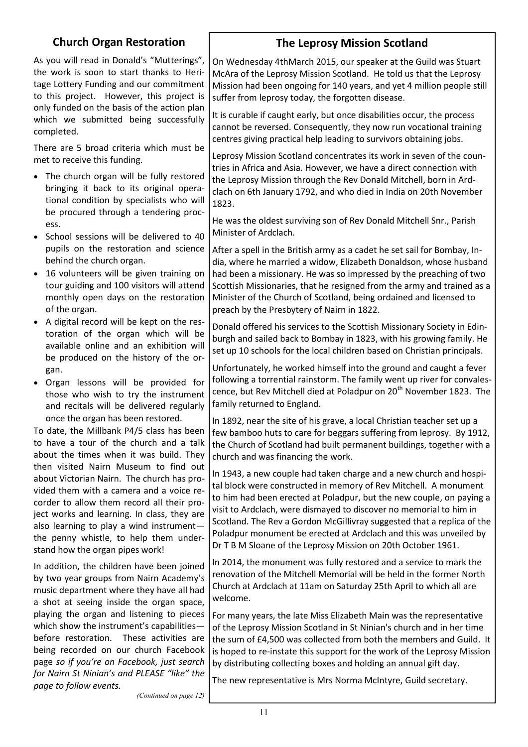## Church Organ Restoration

As you will read in Donald's "Mutterings", the work is soon to start thanks to Heritage Lottery Funding and our commitment to this project. However, this project is only funded on the basis of the action plan which we submitted being successfully completed.

There are 5 broad criteria which must be met to receive this funding.

- The church organ will be fully restored bringing it back to its original operational condition by specialists who will be procured through a tendering process.
- School sessions will be delivered to 40 pupils on the restoration and science behind the church organ.
- 16 volunteers will be given training on tour guiding and 100 visitors will attend monthly open days on the restoration of the organ.
- A digital record will be kept on the restoration of the organ which will be available online and an exhibition will be produced on the history of the organ.
- Organ lessons will be provided for those who wish to try the instrument and recitals will be delivered regularly once the organ has been restored.

To date, the Millbank P4/5 class has been to have a tour of the church and a talk about the times when it was build. They then visited Nairn Museum to find out about Victorian Nairn. The church has provided them with a camera and a voice recorder to allow them record all their project works and learning. In class, they are also learning to play a wind instrument—the penny whistle, to help them understand how the organ pipes work!

In addition, the children have been joined by two year groups from Nairn Academy's music department where they have all had a shot at seeing inside the organ space, playing the organ and listening to pieces which show the instrument's capabilities—before restoration. These activities are being recorded on our church Facebook page *so if you're on Facebook, just search for Nairn St Ninian's and PLEASE "like" the page to follow events.*

*(Continued on page 12)*

## The Leprosy Mission Scotland

On Wednesday 4thMarch 2015, our speaker at the Guild was Stuart McAra of the Leprosy Mission Scotland. He told us that the Leprosy Mission had been ongoing for 140 years, and yet 4 million people still suffer from leprosy today, the forgotten disease.

It is curable if caught early, but once disabilities occur, the process cannot be reversed. Consequently, they now run vocational training centres giving practical help leading to survivors obtaining jobs.

Leprosy Mission Scotland concentrates its work in seven of the countries in Africa and Asia. However, we have a direct connection with the Leprosy Mission through the Rev Donald Mitchell, born in Ardclach on 6th January 1792, and who died in India on 20th November 1823.

He was the oldest surviving son of Rev Donald Mitchell Snr., Parish Minister of Ardclach.

After a spell in the British army as a cadet he set sail for Bombay, India, where he married a widow, Elizabeth Donaldson, whose husband had been a missionary. He was so impressed by the preaching of two Scottish Missionaries, that he resigned from the army and trained as a Minister of the Church of Scotland, being ordained and licensed to preach by the Presbytery of Nairn in 1822.

Donald offered his services to the Scottish Missionary Society in Edinburgh and sailed back to Bombay in 1823, with his growing family. He set up 10 schools for the local children based on Christian principals.

Unfortunately, he worked himself into the ground and caught a fever following a torrential rainstorm. The family went up river for convalescence, but Rev Mitchell died at Poladpur on 20th November 1823. The family returned to England.

In 1892, near the site of his grave, a local Christian teacher set up a few bamboo huts to care for beggars suffering from leprosy. By 1912, the Church of Scotland had built permanent buildings, together with a church and was financing the work.

In 1943, a new couple had taken charge and a new church and hospital block were constructed in memory of Rev Mitchell. A monument to him had been erected at Poladpur, but the new couple, on paying a visit to Ardclach, were dismayed to discover no memorial to him in Scotland. The Rev a Gordon McGillivray suggested that a replica of the Poladpur monument be erected at Ardclach and this was unveiled by Dr T B M Sloane of the Leprosy Mission on 20th October 1961.

In 2014, the monument was fully restored and a service to mark the renovation of the Mitchell Memorial will be held in the former North Church at Ardclach at 11am on Saturday 25th April to which all are welcome.

For many years, the late Miss Elizabeth Main was the representative of the Leprosy Mission Scotland in St Ninian's church and in her time the sum of £4,500 was collected from both the members and Guild. It is hoped to re-instate this support for the work of the Leprosy Mission by distributing collecting boxes and holding an annual gift day.

The new representative is Mrs Norma McIntyre, Guild secretary.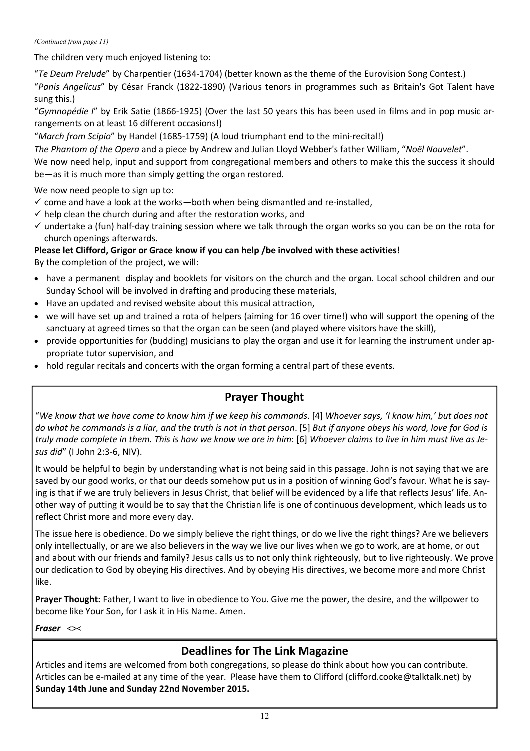*(Continued from page 11)*

The children very much enjoyed listening to:

"*Te Deum Prelude*" by Charpentier (1634-1704) (better known as the theme of the Eurovision Song Contest.)

"*Panis Angelicus*" by César Franck (1822-1890) (Various tenors in programmes such as Britain's Got Talent have sung this.)

"*Gymnopédie I*" by Erik Satie (1866-1925) (Over the last 50 years this has been used in films and in pop music arrangements on at least 16 different occasions!)

"*March from Scipio*" by Handel (1685-1759) (A loud triumphant end to the mini-recital!)

*The Phantom of the Opera* and a piece by Andrew and Julian Lloyd Webber's father William, "*Noël Nouvelet*".

We now need help, input and support from congregational members and others to make this the success it should be—as it is much more than simply getting the organ restored.

We now need people to sign up to:

- ✓ come and have a look at the works—both when being dismantled and re-installed,
- ✓ help clean the church during and after the restoration works, and
- ✓ undertake a (fun) half-day training session where we talk through the organ works so you can be on the rota for church openings afterwards.

**Please let Clifford, Grigor or Grace know if you can help /be involved with these activities!**

By the completion of the project, we will:

- have a permanent display and booklets for visitors on the church and the organ. Local school children and our Sunday School will be involved in drafting and producing these materials,
- Have an updated and revised website about this musical attraction,
- we will have set up and trained a rota of helpers (aiming for 16 over time!) who will support the opening of the sanctuary at agreed times so that the organ can be seen (and played where visitors have the skill),
- provide opportunities for (budding) musicians to play the organ and use it for learning the instrument under appropriate tutor supervision, and
- hold regular recitals and concerts with the organ forming a central part of these events.

## Prayer Thought

"*We know that we have come to know him if we keep his commands*. [4] *Whoever says, 'I know him,' but does not do what he commands is a liar, and the truth is not in that person*. [5] *But if anyone obeys his word, love for God is truly made complete in them. This is how we know we are in him*: [6] *Whoever claims to live in him must live as Jesus did*" (I John 2:3-6, NIV).

It would be helpful to begin by understanding what is not being said in this passage. John is not saying that we are saved by our good works, or that our deeds somehow put us in a position of winning God's favour. What he is saying is that if we are truly believers in Jesus Christ, that belief will be evidenced by a life that reflects Jesus' life. Another way of putting it would be to say that the Christian life is one of continuous development, which leads us to reflect Christ more and more every day.

The issue here is obedience. Do we simply believe the right things, or do we live the right things? Are we believers only intellectually, or are we also believers in the way we live our lives when we go to work, are at home, or out and about with our friends and family? Jesus calls us to not only think righteously, but to live righteously. We prove our dedication to God by obeying His directives. And by obeying His directives, we become more and more Christ like.

**Prayer Thought:** Father, I want to live in obedience to You. Give me the power, the desire, and the willpower to become like Your Son, for I ask it in His Name. Amen.

***Fraser*** <><

## Deadlines for The Link Magazine

Articles and items are welcomed from both congregations, so please do think about how you can contribute. Articles can be e-mailed at any time of the year. Please have them to Clifford (clifford.cooke@talktalk.net) by **Sunday 14th June and Sunday 22nd November 2015.**